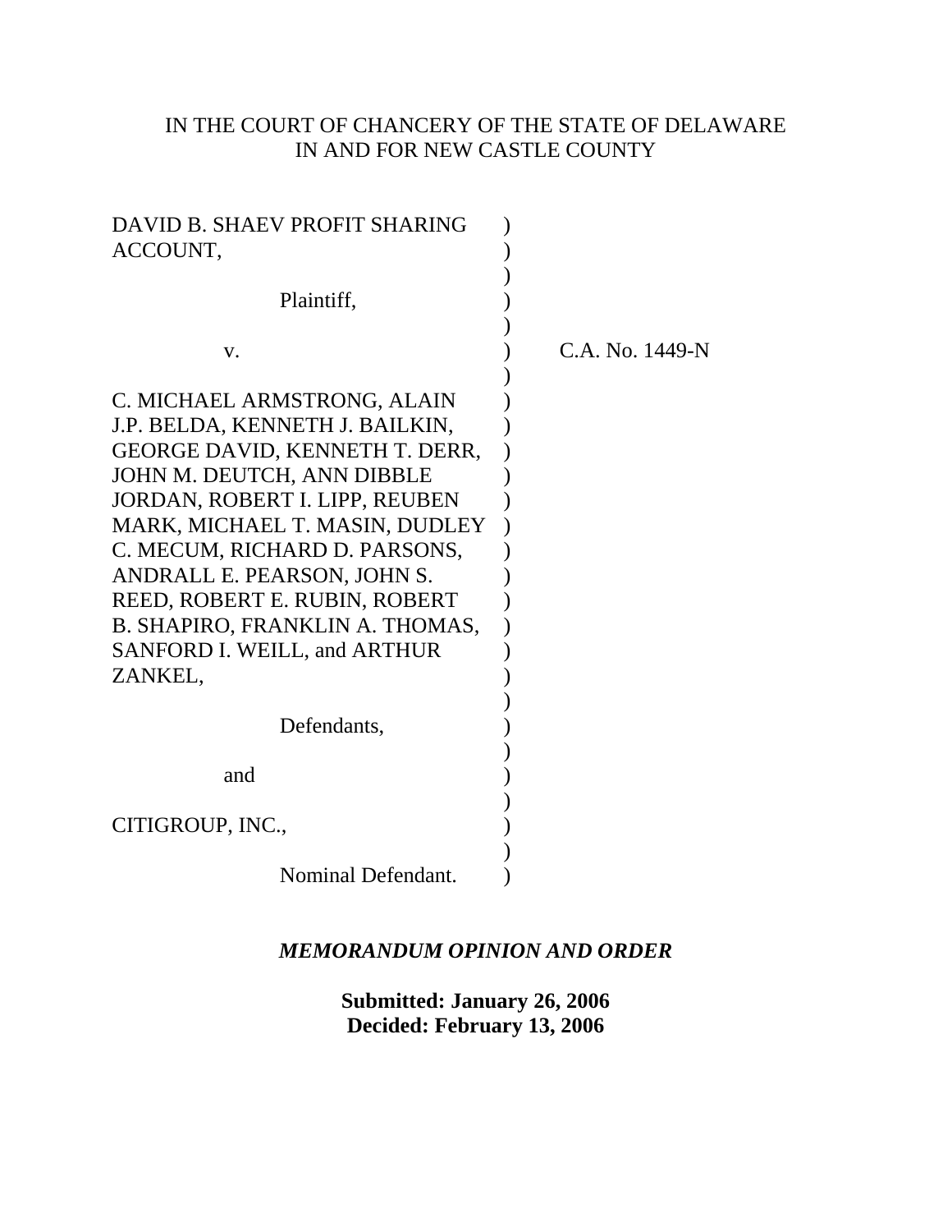IN THE COURT OF CHANCERY OF THE STATE OF DELAWARE
IN AND FOR NEW CASTLE COUNTY

DAVID B. SHAEV PROFIT SHARING ACCOUNT,

Plaintiff,

v.

C.A. No. 1449-N

C. MICHAEL ARMSTRONG, ALAIN J.P. BELDA, KENNETH J. BAILKIN, GEORGE DAVID, KENNETH T. DERR, JOHN M. DEUTCH, ANN DIBBLE JORDAN, ROBERT I. LIPP, REUBEN MARK, MICHAEL T. MASIN, DUDLEY C. MECUM, RICHARD D. PARSONS, ANDRALL E. PEARSON, JOHN S. REED, ROBERT E. RUBIN, ROBERT B. SHAPIRO, FRANKLIN A. THOMAS, SANFORD I. WEILL, and ARTHUR ZANKEL,

Defendants,

and

CITIGROUP, INC.,

Nominal Defendant.

***MEMORANDUM OPINION AND ORDER***

**Submitted: January 26, 2006**
**Decided: February 13, 2006**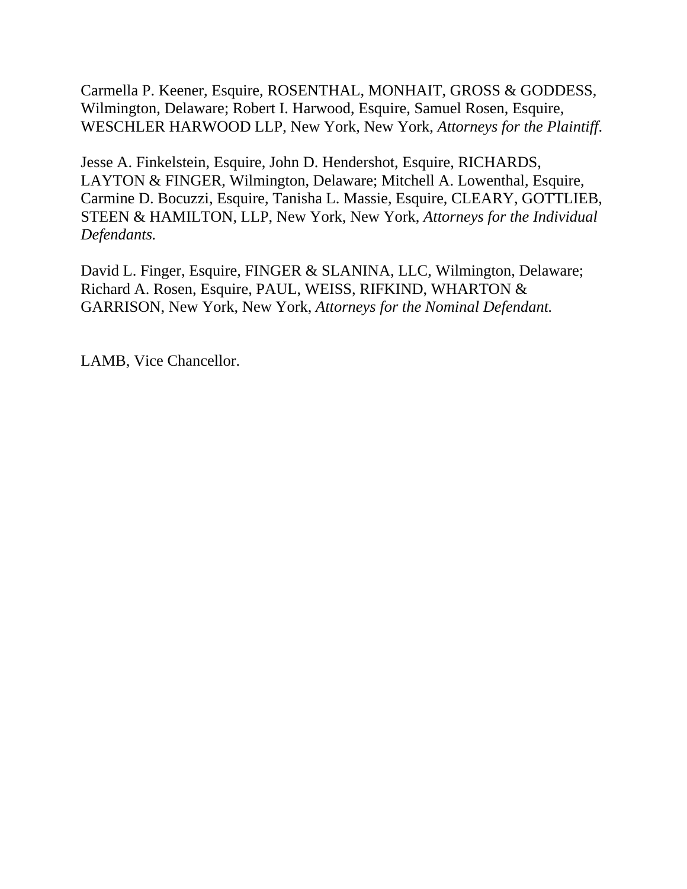Carmella P. Keener, Esquire, ROSENTHAL, MONHAIT, GROSS & GODDESS, Wilmington, Delaware; Robert I. Harwood, Esquire, Samuel Rosen, Esquire, WESCHLER HARWOOD LLP, New York, New York, *Attorneys for the Plaintiff*.

Jesse A. Finkelstein, Esquire, John D. Hendershot, Esquire, RICHARDS, LAYTON & FINGER, Wilmington, Delaware; Mitchell A. Lowenthal, Esquire, Carmine D. Bocuzzi, Esquire, Tanisha L. Massie, Esquire, CLEARY, GOTTLIEB, STEEN & HAMILTON, LLP, New York, New York, *Attorneys for the Individual Defendants.*

David L. Finger, Esquire, FINGER & SLANINA, LLC, Wilmington, Delaware; Richard A. Rosen, Esquire, PAUL, WEISS, RIFKIND, WHARTON & GARRISON, New York, New York, *Attorneys for the Nominal Defendant.*

LAMB, Vice Chancellor.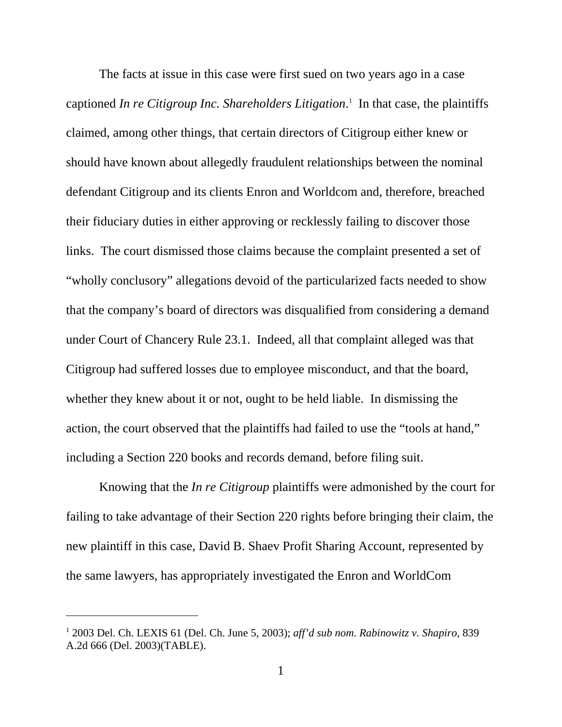The facts at issue in this case were first sued on two years ago in a case captioned *In re Citigroup Inc. Shareholders Litigation*.[1] In that case, the plaintiffs claimed, among other things, that certain directors of Citigroup either knew or should have known about allegedly fraudulent relationships between the nominal defendant Citigroup and its clients Enron and Worldcom and, therefore, breached their fiduciary duties in either approving or recklessly failing to discover those links. The court dismissed those claims because the complaint presented a set of "wholly conclusory" allegations devoid of the particularized facts needed to show that the company's board of directors was disqualified from considering a demand under Court of Chancery Rule 23.1. Indeed, all that complaint alleged was that Citigroup had suffered losses due to employee misconduct, and that the board, whether they knew about it or not, ought to be held liable. In dismissing the action, the court observed that the plaintiffs had failed to use the "tools at hand," including a Section 220 books and records demand, before filing suit.

Knowing that the *In re Citigroup* plaintiffs were admonished by the court for failing to take advantage of their Section 220 rights before bringing their claim, the new plaintiff in this case, David B. Shaev Profit Sharing Account, represented by the same lawyers, has appropriately investigated the Enron and WorldCom

---

[1] 2003 Del. Ch. LEXIS 61 (Del. Ch. June 5, 2003); *aff'd sub nom. Rabinowitz v. Shapiro*, 839 A.2d 666 (Del. 2003)(TABLE).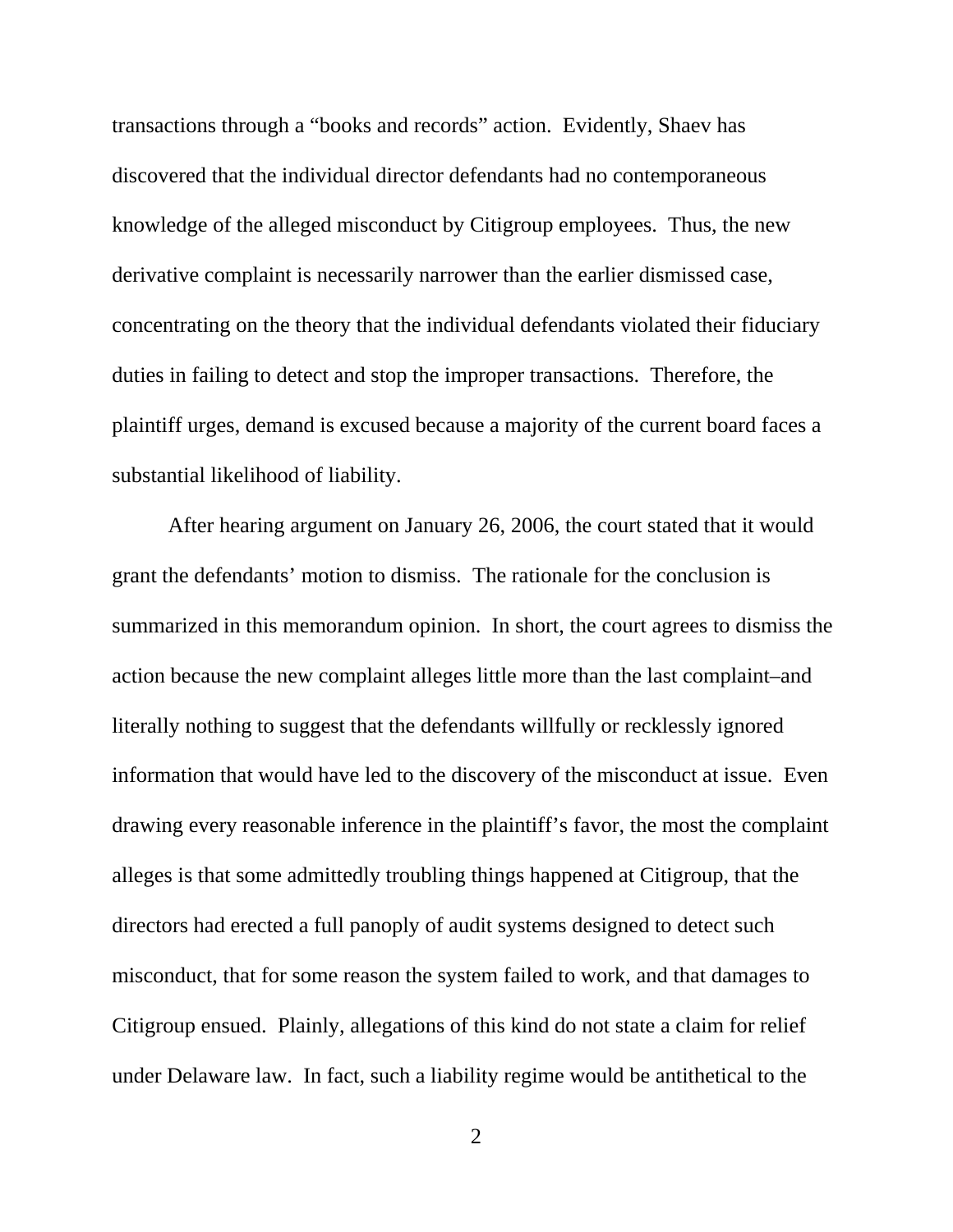transactions through a "books and records" action. Evidently, Shaev has discovered that the individual director defendants had no contemporaneous knowledge of the alleged misconduct by Citigroup employees. Thus, the new derivative complaint is necessarily narrower than the earlier dismissed case, concentrating on the theory that the individual defendants violated their fiduciary duties in failing to detect and stop the improper transactions. Therefore, the plaintiff urges, demand is excused because a majority of the current board faces a substantial likelihood of liability.

After hearing argument on January 26, 2006, the court stated that it would grant the defendants' motion to dismiss. The rationale for the conclusion is summarized in this memorandum opinion. In short, the court agrees to dismiss the action because the new complaint alleges little more than the last complaint–and literally nothing to suggest that the defendants willfully or recklessly ignored information that would have led to the discovery of the misconduct at issue. Even drawing every reasonable inference in the plaintiff's favor, the most the complaint alleges is that some admittedly troubling things happened at Citigroup, that the directors had erected a full panoply of audit systems designed to detect such misconduct, that for some reason the system failed to work, and that damages to Citigroup ensued. Plainly, allegations of this kind do not state a claim for relief under Delaware law. In fact, such a liability regime would be antithetical to the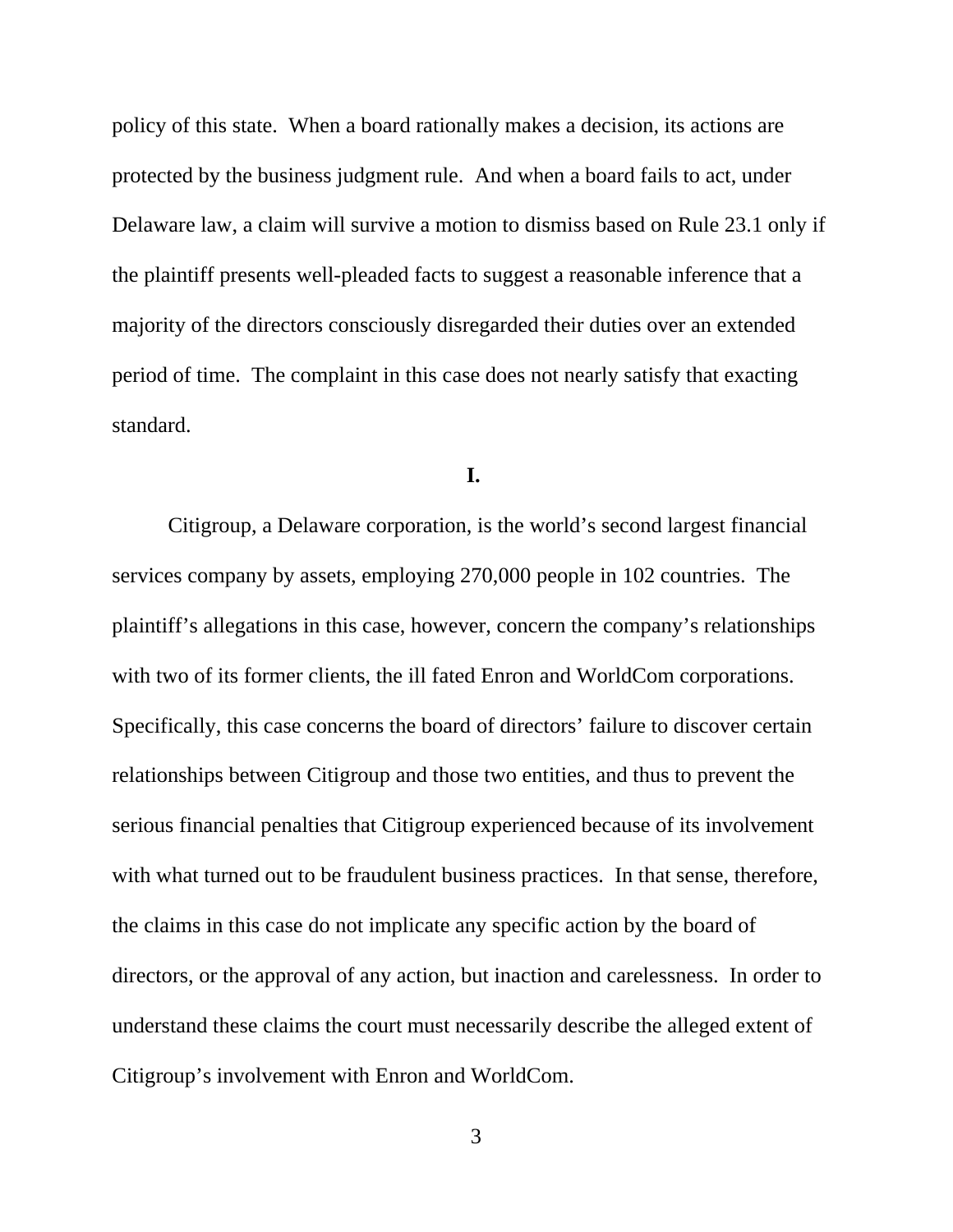policy of this state. When a board rationally makes a decision, its actions are protected by the business judgment rule. And when a board fails to act, under Delaware law, a claim will survive a motion to dismiss based on Rule 23.1 only if the plaintiff presents well-pleaded facts to suggest a reasonable inference that a majority of the directors consciously disregarded their duties over an extended period of time. The complaint in this case does not nearly satisfy that exacting standard.

## I.

Citigroup, a Delaware corporation, is the world's second largest financial services company by assets, employing 270,000 people in 102 countries. The plaintiff's allegations in this case, however, concern the company's relationships with two of its former clients, the ill fated Enron and WorldCom corporations. Specifically, this case concerns the board of directors' failure to discover certain relationships between Citigroup and those two entities, and thus to prevent the serious financial penalties that Citigroup experienced because of its involvement with what turned out to be fraudulent business practices. In that sense, therefore, the claims in this case do not implicate any specific action by the board of directors, or the approval of any action, but inaction and carelessness. In order to understand these claims the court must necessarily describe the alleged extent of Citigroup's involvement with Enron and WorldCom.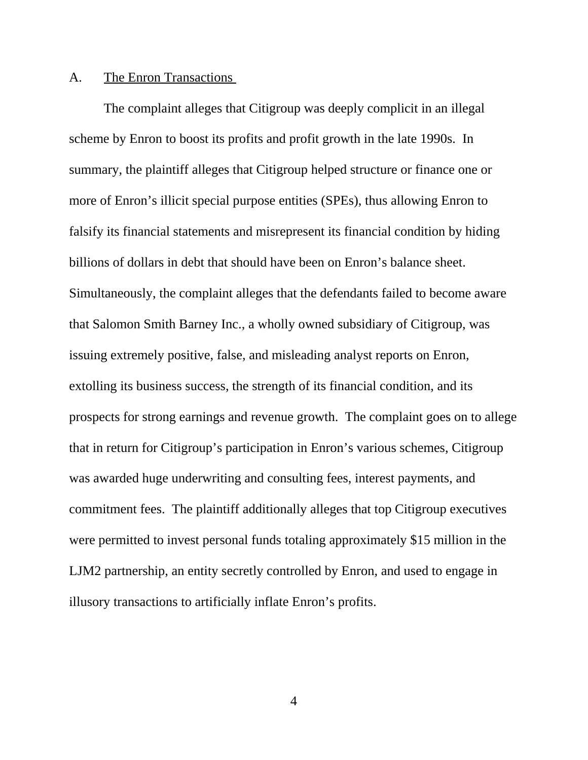### A. The Enron Transactions

The complaint alleges that Citigroup was deeply complicit in an illegal scheme by Enron to boost its profits and profit growth in the late 1990s. In summary, the plaintiff alleges that Citigroup helped structure or finance one or more of Enron's illicit special purpose entities (SPEs), thus allowing Enron to falsify its financial statements and misrepresent its financial condition by hiding billions of dollars in debt that should have been on Enron's balance sheet. Simultaneously, the complaint alleges that the defendants failed to become aware that Salomon Smith Barney Inc., a wholly owned subsidiary of Citigroup, was issuing extremely positive, false, and misleading analyst reports on Enron, extolling its business success, the strength of its financial condition, and its prospects for strong earnings and revenue growth. The complaint goes on to allege that in return for Citigroup's participation in Enron's various schemes, Citigroup was awarded huge underwriting and consulting fees, interest payments, and commitment fees. The plaintiff additionally alleges that top Citigroup executives were permitted to invest personal funds totaling approximately $15 million in the LJM2 partnership, an entity secretly controlled by Enron, and used to engage in illusory transactions to artificially inflate Enron's profits.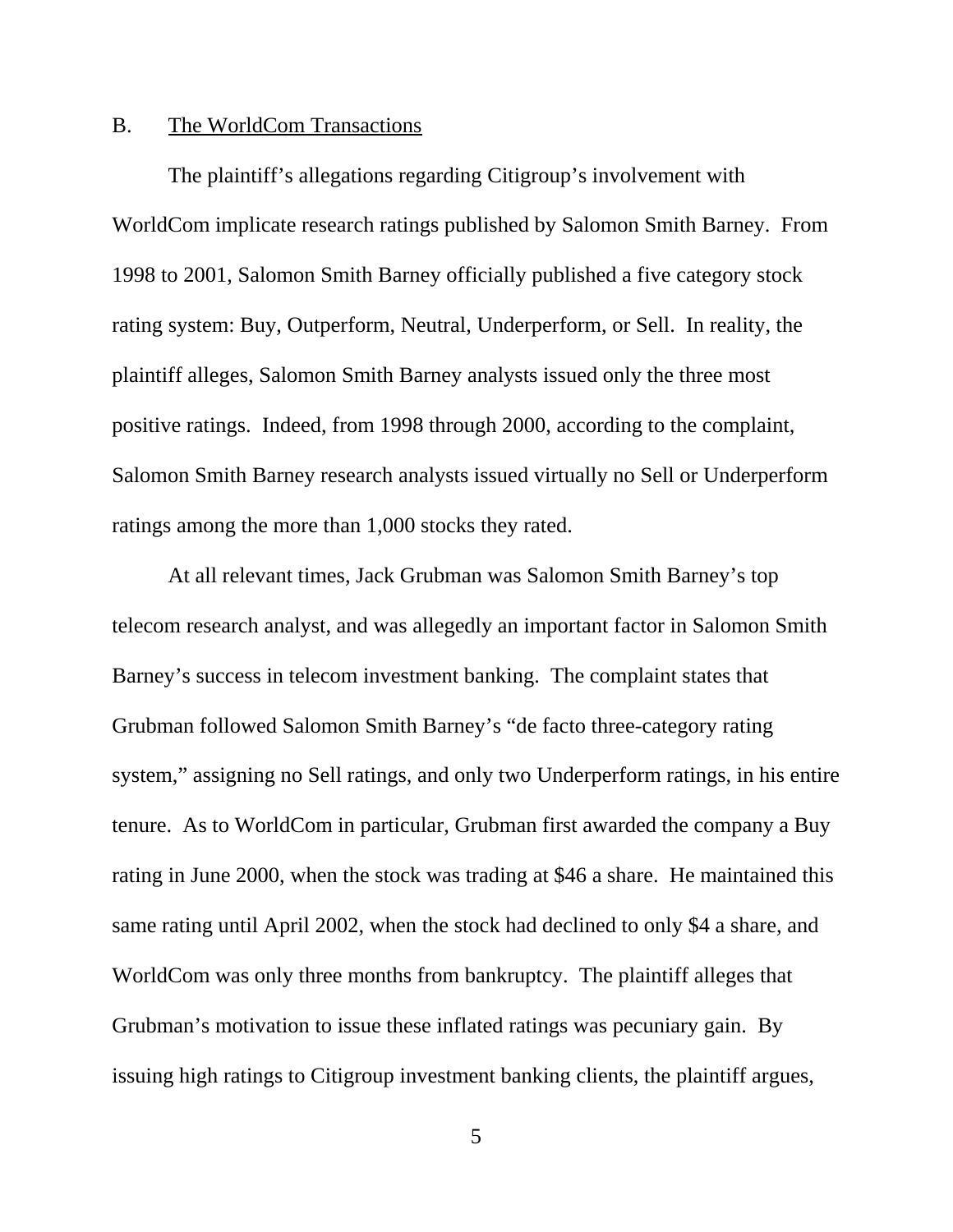## B. The WorldCom Transactions

The plaintiff's allegations regarding Citigroup's involvement with WorldCom implicate research ratings published by Salomon Smith Barney. From 1998 to 2001, Salomon Smith Barney officially published a five category stock rating system: Buy, Outperform, Neutral, Underperform, or Sell. In reality, the plaintiff alleges, Salomon Smith Barney analysts issued only the three most positive ratings. Indeed, from 1998 through 2000, according to the complaint, Salomon Smith Barney research analysts issued virtually no Sell or Underperform ratings among the more than 1,000 stocks they rated.

At all relevant times, Jack Grubman was Salomon Smith Barney's top telecom research analyst, and was allegedly an important factor in Salomon Smith Barney's success in telecom investment banking. The complaint states that Grubman followed Salomon Smith Barney's "de facto three-category rating system," assigning no Sell ratings, and only two Underperform ratings, in his entire tenure. As to WorldCom in particular, Grubman first awarded the company a Buy rating in June 2000, when the stock was trading at $46 a share. He maintained this same rating until April 2002, when the stock had declined to only $4 a share, and WorldCom was only three months from bankruptcy. The plaintiff alleges that Grubman's motivation to issue these inflated ratings was pecuniary gain. By issuing high ratings to Citigroup investment banking clients, the plaintiff argues,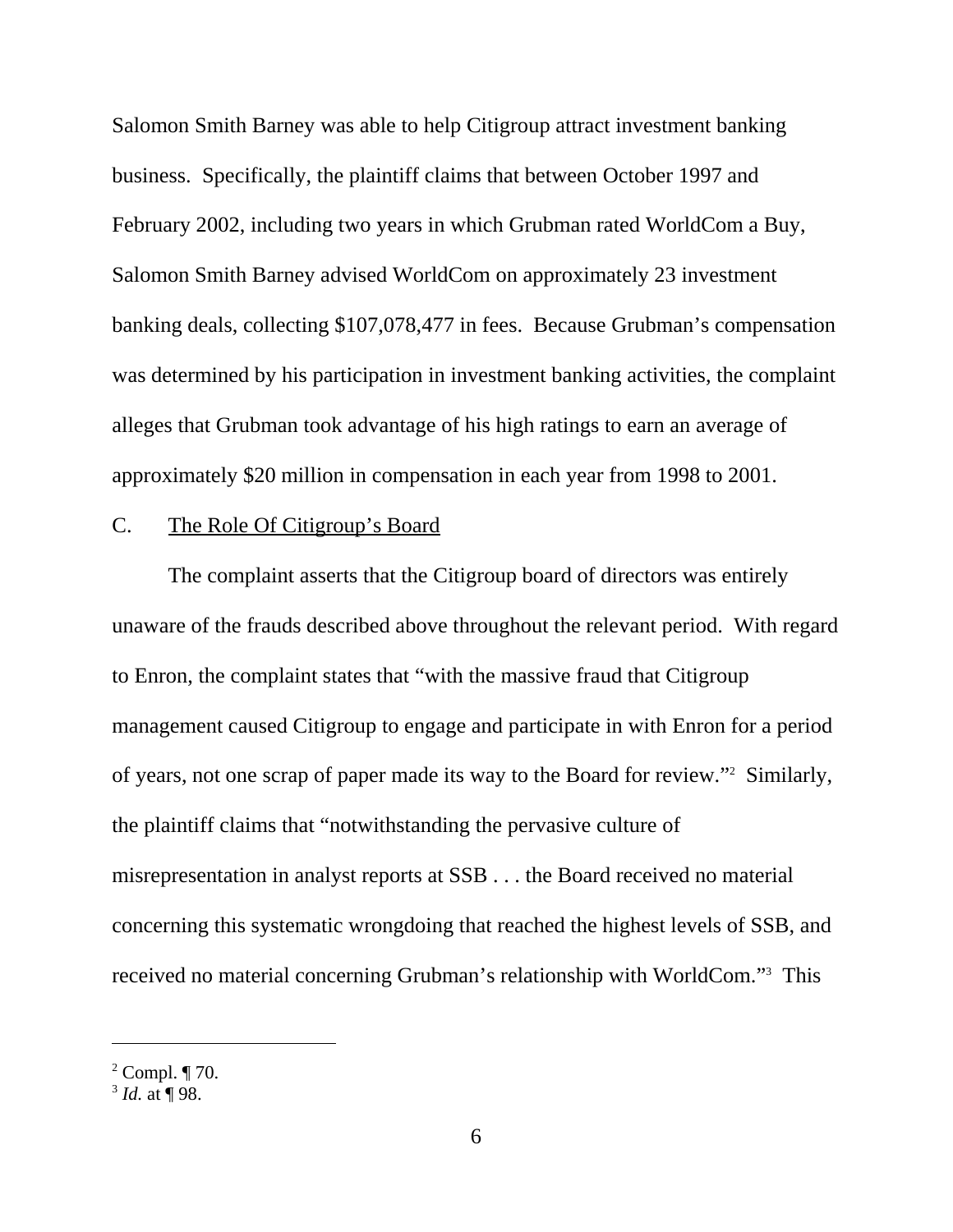Salomon Smith Barney was able to help Citigroup attract investment banking business. Specifically, the plaintiff claims that between October 1997 and February 2002, including two years in which Grubman rated WorldCom a Buy, Salomon Smith Barney advised WorldCom on approximately 23 investment banking deals, collecting $107,078,477 in fees. Because Grubman's compensation was determined by his participation in investment banking activities, the complaint alleges that Grubman took advantage of his high ratings to earn an average of approximately $20 million in compensation in each year from 1998 to 2001.

## C. The Role Of Citigroup's Board

The complaint asserts that the Citigroup board of directors was entirely unaware of the frauds described above throughout the relevant period. With regard to Enron, the complaint states that "with the massive fraud that Citigroup management caused Citigroup to engage and participate in with Enron for a period of years, not one scrap of paper made its way to the Board for review."[2] Similarly, the plaintiff claims that "notwithstanding the pervasive culture of misrepresentation in analyst reports at SSB . . . the Board received no material concerning this systematic wrongdoing that reached the highest levels of SSB, and received no material concerning Grubman's relationship with WorldCom."[3] This

---

[2] Compl. ¶ 70.

[3] *Id.* at ¶ 98.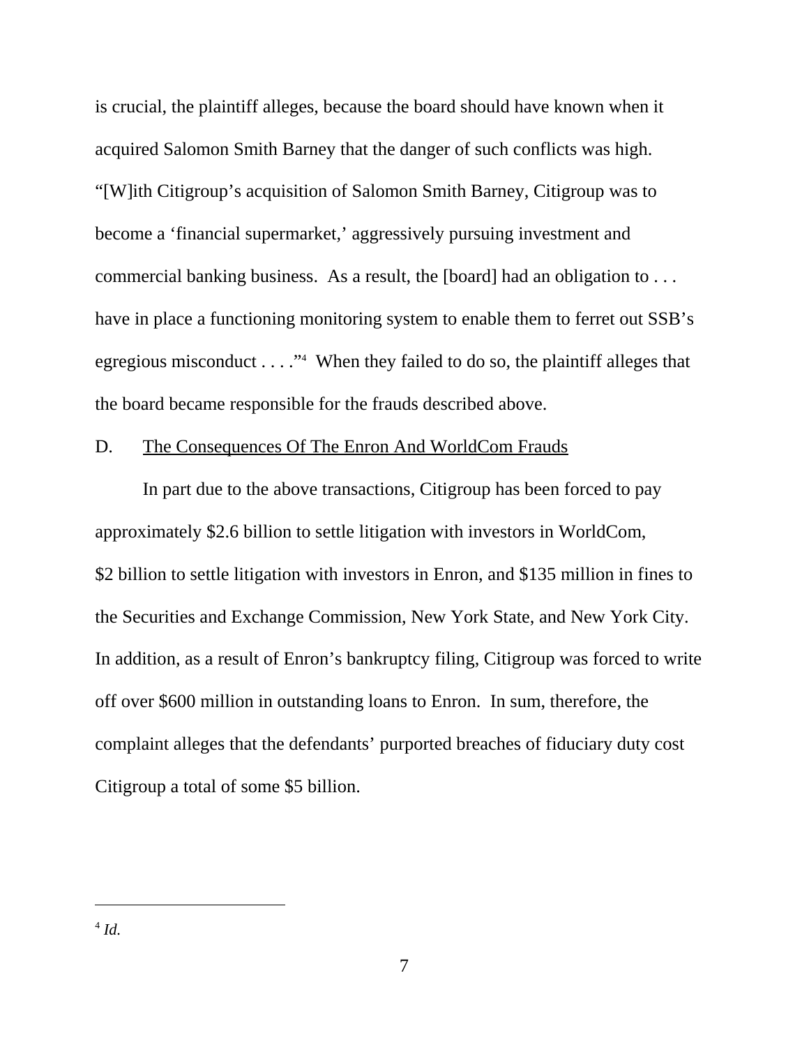is crucial, the plaintiff alleges, because the board should have known when it acquired Salomon Smith Barney that the danger of such conflicts was high. "[W]ith Citigroup's acquisition of Salomon Smith Barney, Citigroup was to become a 'financial supermarket,' aggressively pursuing investment and commercial banking business. As a result, the [board] had an obligation to . . . have in place a functioning monitoring system to enable them to ferret out SSB's egregious misconduct . . . ."[4] When they failed to do so, the plaintiff alleges that the board became responsible for the frauds described above.

D. The Consequences Of The Enron And WorldCom Frauds

In part due to the above transactions, Citigroup has been forced to pay approximately $2.6 billion to settle litigation with investors in WorldCom, $2 billion to settle litigation with investors in Enron, and $135 million in fines to the Securities and Exchange Commission, New York State, and New York City. In addition, as a result of Enron's bankruptcy filing, Citigroup was forced to write off over $600 million in outstanding loans to Enron. In sum, therefore, the complaint alleges that the defendants' purported breaches of fiduciary duty cost Citigroup a total of some $5 billion.

---

[4] *Id.*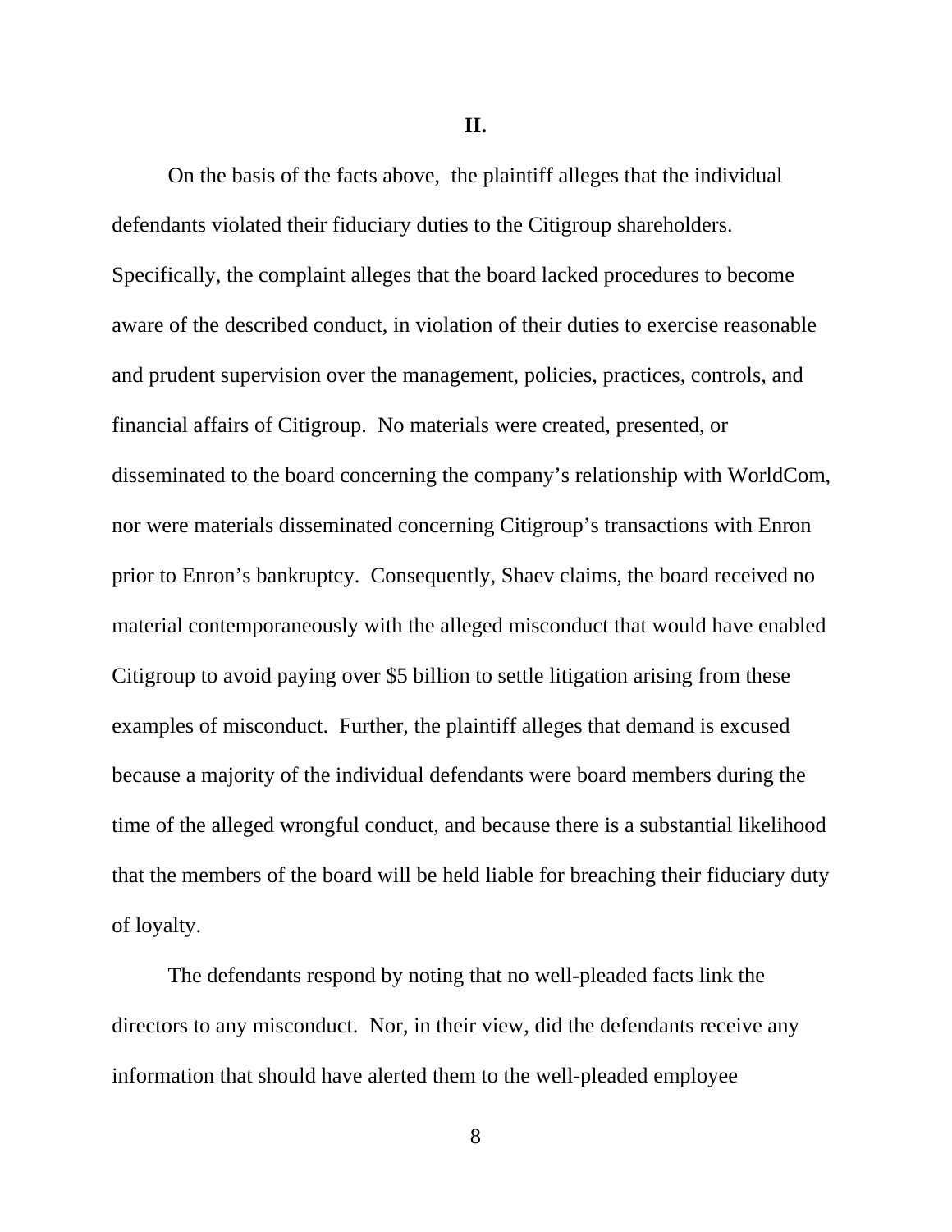## II.

On the basis of the facts above, the plaintiff alleges that the individual defendants violated their fiduciary duties to the Citigroup shareholders. Specifically, the complaint alleges that the board lacked procedures to become aware of the described conduct, in violation of their duties to exercise reasonable and prudent supervision over the management, policies, practices, controls, and financial affairs of Citigroup. No materials were created, presented, or disseminated to the board concerning the company's relationship with WorldCom, nor were materials disseminated concerning Citigroup's transactions with Enron prior to Enron's bankruptcy. Consequently, Shaev claims, the board received no material contemporaneously with the alleged misconduct that would have enabled Citigroup to avoid paying over $5 billion to settle litigation arising from these examples of misconduct. Further, the plaintiff alleges that demand is excused because a majority of the individual defendants were board members during the time of the alleged wrongful conduct, and because there is a substantial likelihood that the members of the board will be held liable for breaching their fiduciary duty of loyalty.

The defendants respond by noting that no well-pleaded facts link the directors to any misconduct. Nor, in their view, did the defendants receive any information that should have alerted them to the well-pleaded employee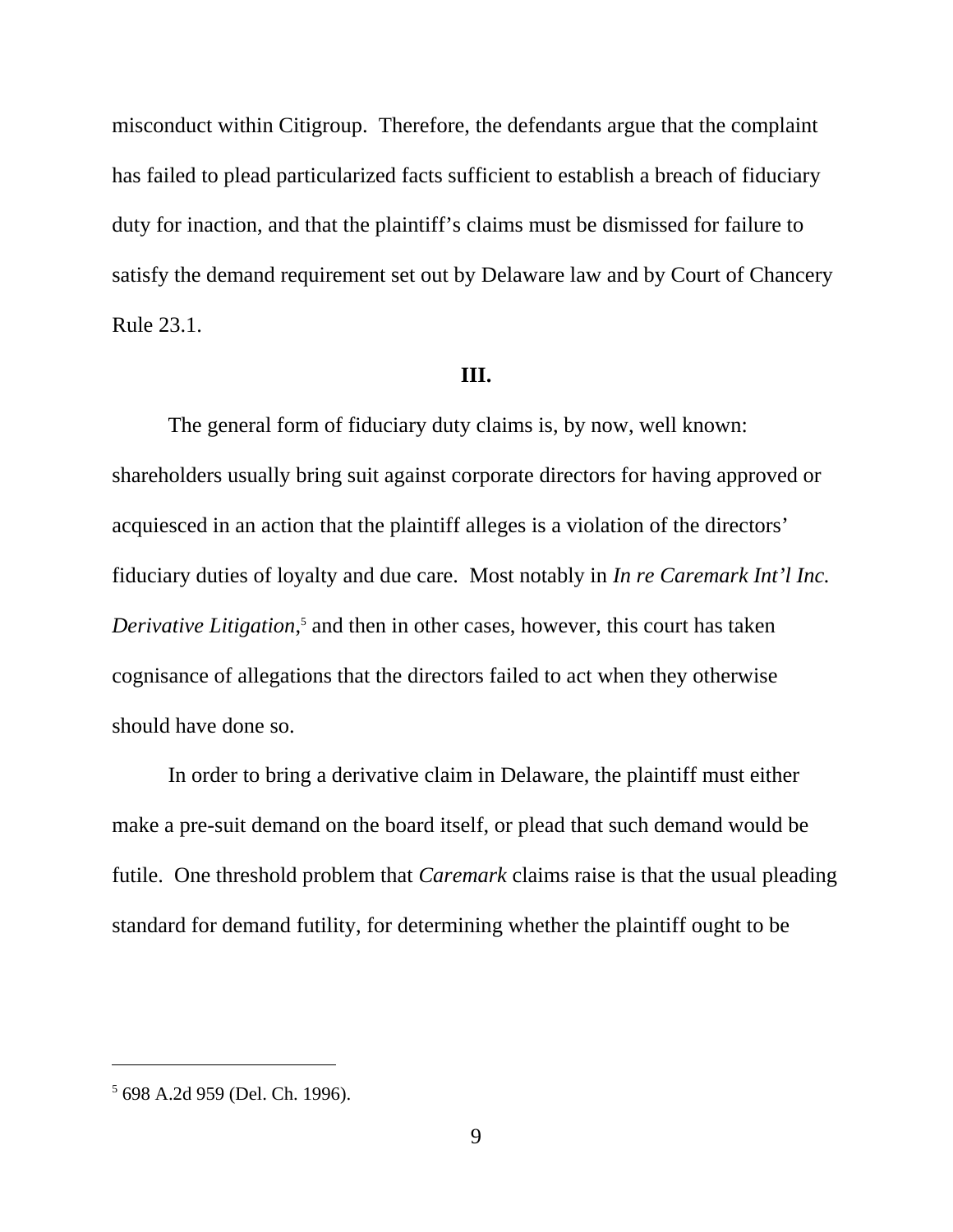misconduct within Citigroup. Therefore, the defendants argue that the complaint has failed to plead particularized facts sufficient to establish a breach of fiduciary duty for inaction, and that the plaintiff's claims must be dismissed for failure to satisfy the demand requirement set out by Delaware law and by Court of Chancery Rule 23.1.

**III.**

The general form of fiduciary duty claims is, by now, well known: shareholders usually bring suit against corporate directors for having approved or acquiesced in an action that the plaintiff alleges is a violation of the directors' fiduciary duties of loyalty and due care. Most notably in *In re Caremark Int'l Inc. Derivative Litigation*,[5] and then in other cases, however, this court has taken cognisance of allegations that the directors failed to act when they otherwise should have done so.

In order to bring a derivative claim in Delaware, the plaintiff must either make a pre-suit demand on the board itself, or plead that such demand would be futile. One threshold problem that *Caremark* claims raise is that the usual pleading standard for demand futility, for determining whether the plaintiff ought to be

---

[5] 698 A.2d 959 (Del. Ch. 1996).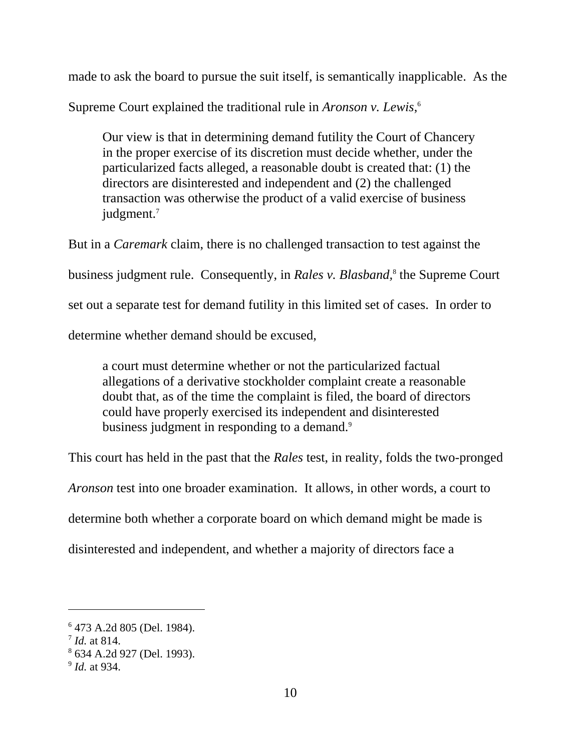made to ask the board to pursue the suit itself, is semantically inapplicable. As the Supreme Court explained the traditional rule in *Aronson v. Lewis*,[6]

> Our view is that in determining demand futility the Court of Chancery in the proper exercise of its discretion must decide whether, under the particularized facts alleged, a reasonable doubt is created that: (1) the directors are disinterested and independent and (2) the challenged transaction was otherwise the product of a valid exercise of business judgment.[7]

But in a *Caremark* claim, there is no challenged transaction to test against the business judgment rule. Consequently, in *Rales v. Blasband,*[8] the Supreme Court set out a separate test for demand futility in this limited set of cases. In order to determine whether demand should be excused,

> a court must determine whether or not the particularized factual allegations of a derivative stockholder complaint create a reasonable doubt that, as of the time the complaint is filed, the board of directors could have properly exercised its independent and disinterested business judgment in responding to a demand.[9]

This court has held in the past that the *Rales* test, in reality, folds the two-pronged *Aronson* test into one broader examination. It allows, in other words, a court to determine both whether a corporate board on which demand might be made is disinterested and independent, and whether a majority of directors face a

---

[6] 473 A.2d 805 (Del. 1984).
[7] *Id.* at 814.
[8] 634 A.2d 927 (Del. 1993).
[9] *Id.* at 934.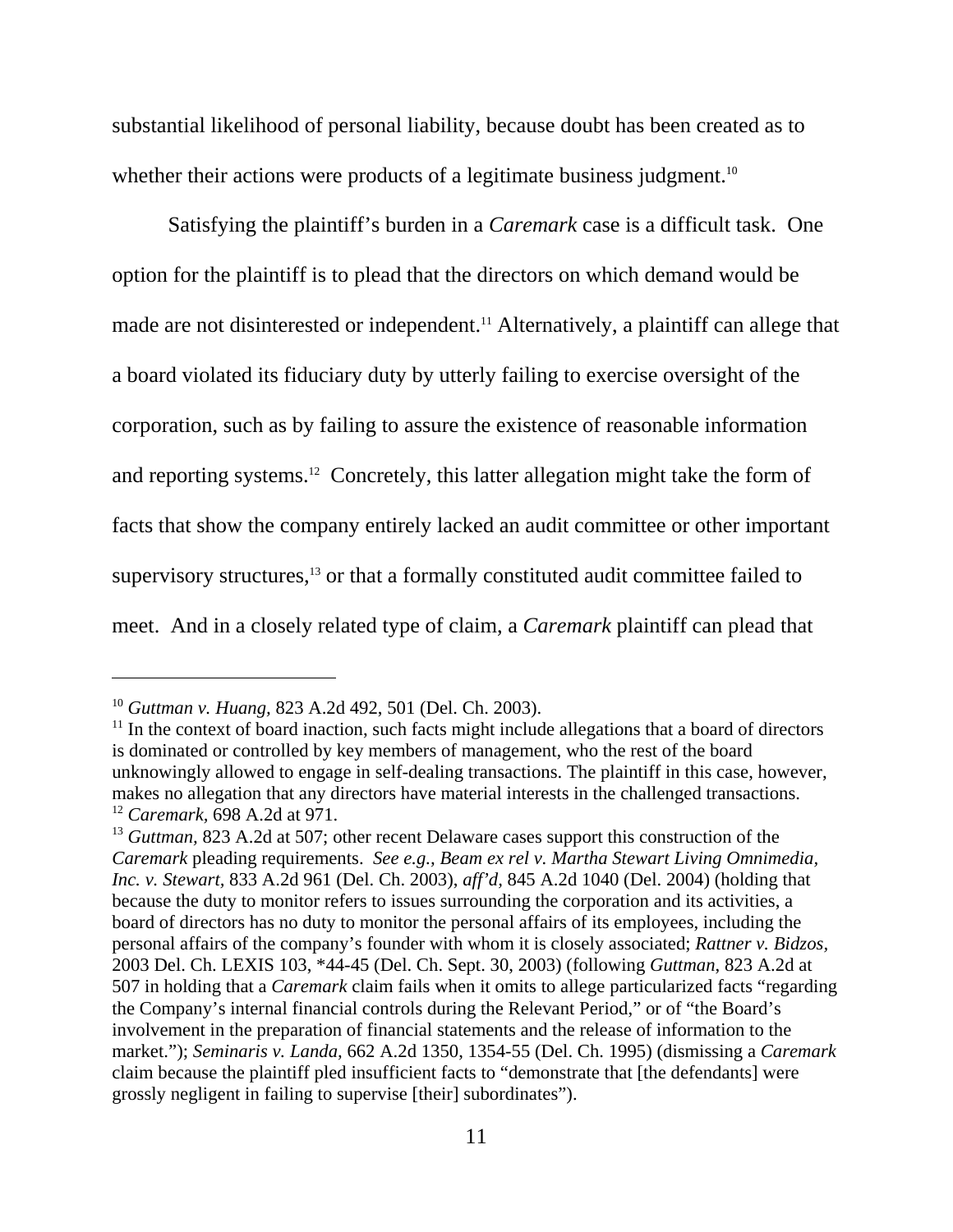substantial likelihood of personal liability, because doubt has been created as to whether their actions were products of a legitimate business judgment.[10]

Satisfying the plaintiff's burden in a *Caremark* case is a difficult task. One option for the plaintiff is to plead that the directors on which demand would be made are not disinterested or independent.[11] Alternatively, a plaintiff can allege that a board violated its fiduciary duty by utterly failing to exercise oversight of the corporation, such as by failing to assure the existence of reasonable information and reporting systems.[12] Concretely, this latter allegation might take the form of facts that show the company entirely lacked an audit committee or other important supervisory structures,[13] or that a formally constituted audit committee failed to meet. And in a closely related type of claim, a *Caremark* plaintiff can plead that

---

[10] *Guttman v. Huang,* 823 A.2d 492, 501 (Del. Ch. 2003).

[11] In the context of board inaction, such facts might include allegations that a board of directors is dominated or controlled by key members of management, who the rest of the board unknowingly allowed to engage in self-dealing transactions. The plaintiff in this case, however, makes no allegation that any directors have material interests in the challenged transactions.

[12] *Caremark,* 698 A.2d at 971.

[13] *Guttman,* 823 A.2d at 507; other recent Delaware cases support this construction of the *Caremark* pleading requirements. *See e.g., Beam ex rel v. Martha Stewart Living Omnimedia, Inc. v. Stewart,* 833 A.2d 961 (Del. Ch. 2003), *aff'd,* 845 A.2d 1040 (Del. 2004) (holding that because the duty to monitor refers to issues surrounding the corporation and its activities, a board of directors has no duty to monitor the personal affairs of its employees, including the personal affairs of the company's founder with whom it is closely associated; *Rattner v. Bidzos,* 2003 Del. Ch. LEXIS 103, *44-45 (Del. Ch. Sept. 30, 2003) (following *Guttman*, 823 A.2d at 507 in holding that a *Caremark* claim fails when it omits to allege particularized facts "regarding the Company's internal financial controls during the Relevant Period," or of "the Board's involvement in the preparation of financial statements and the release of information to the market."); *Seminaris v. Landa,* 662 A.2d 1350, 1354-55 (Del. Ch. 1995) (dismissing a *Caremark* claim because the plaintiff pled insufficient facts to "demonstrate that [the defendants] were grossly negligent in failing to supervise [their] subordinates").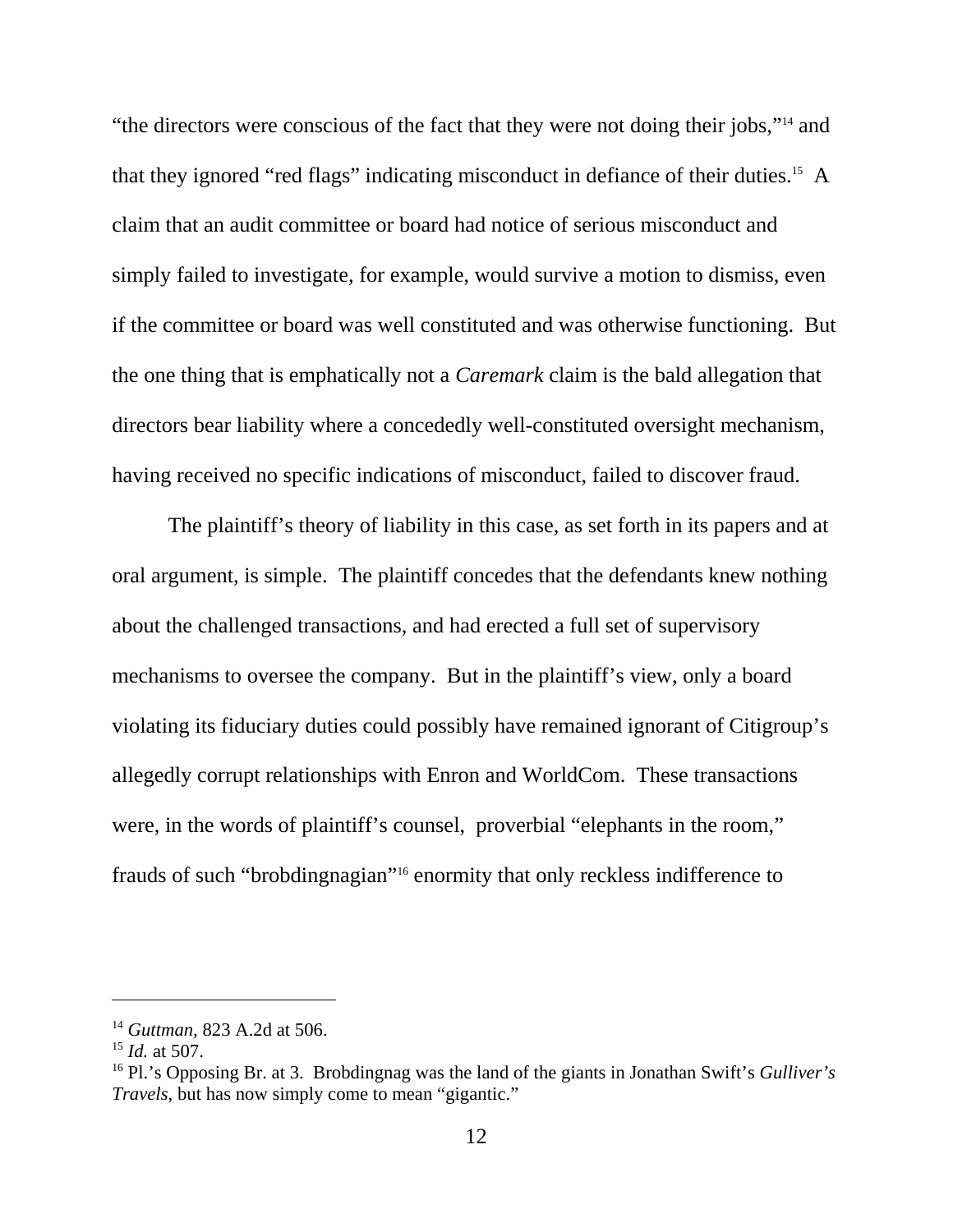"the directors were conscious of the fact that they were not doing their jobs,"[14] and that they ignored "red flags" indicating misconduct in defiance of their duties.[15] A claim that an audit committee or board had notice of serious misconduct and simply failed to investigate, for example, would survive a motion to dismiss, even if the committee or board was well constituted and was otherwise functioning. But the one thing that is emphatically not a *Caremark* claim is the bald allegation that directors bear liability where a concededly well-constituted oversight mechanism, having received no specific indications of misconduct, failed to discover fraud.

The plaintiff's theory of liability in this case, as set forth in its papers and at oral argument, is simple. The plaintiff concedes that the defendants knew nothing about the challenged transactions, and had erected a full set of supervisory mechanisms to oversee the company. But in the plaintiff's view, only a board violating its fiduciary duties could possibly have remained ignorant of Citigroup's allegedly corrupt relationships with Enron and WorldCom. These transactions were, in the words of plaintiff's counsel, proverbial "elephants in the room," frauds of such "brobdingnagian"[16] enormity that only reckless indifference to

---

[14] *Guttman*, 823 A.2d at 506.

[15] *Id.* at 507.

[16] Pl.'s Opposing Br. at 3. Brobdingnag was the land of the giants in Jonathan Swift's *Gulliver's Travels*, but has now simply come to mean "gigantic."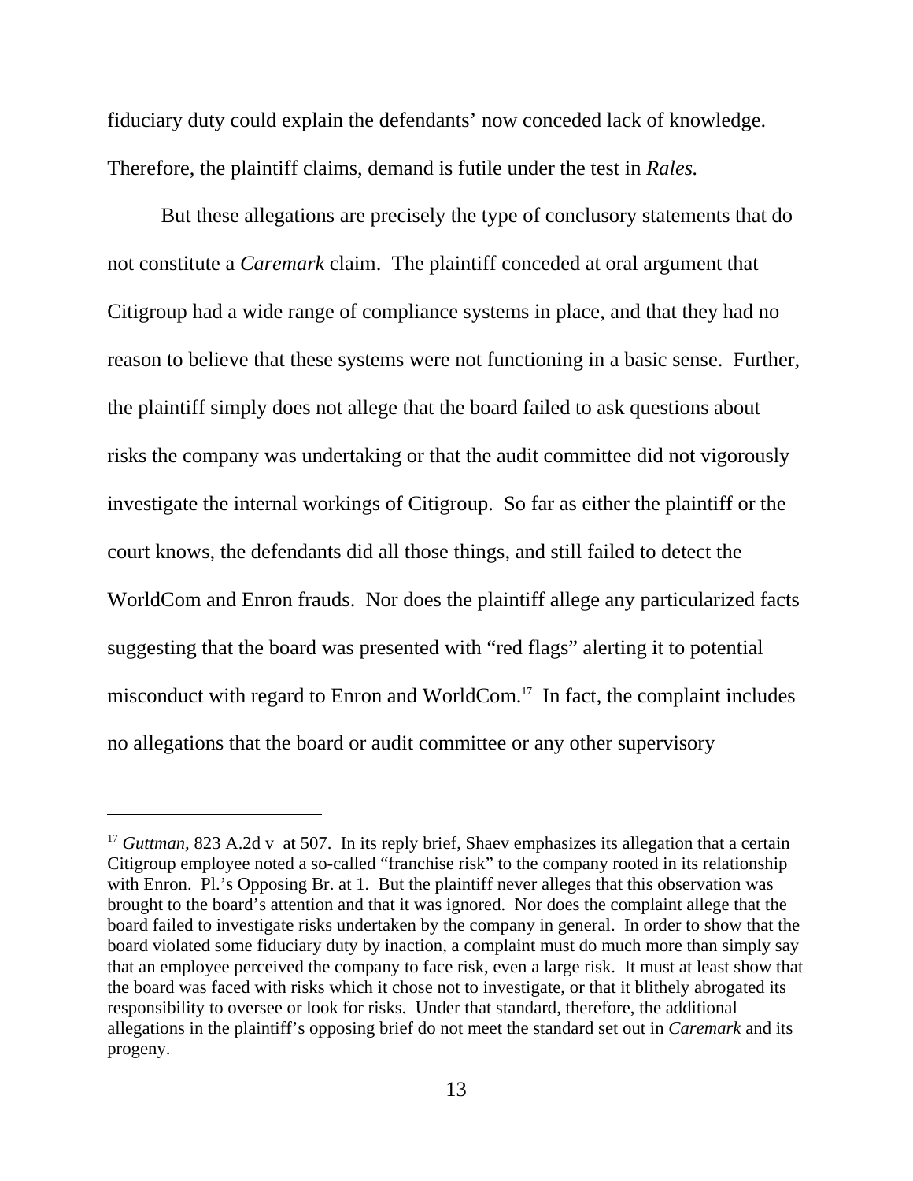fiduciary duty could explain the defendants' now conceded lack of knowledge. Therefore, the plaintiff claims, demand is futile under the test in *Rales.*

But these allegations are precisely the type of conclusory statements that do not constitute a *Caremark* claim. The plaintiff conceded at oral argument that Citigroup had a wide range of compliance systems in place, and that they had no reason to believe that these systems were not functioning in a basic sense. Further, the plaintiff simply does not allege that the board failed to ask questions about risks the company was undertaking or that the audit committee did not vigorously investigate the internal workings of Citigroup. So far as either the plaintiff or the court knows, the defendants did all those things, and still failed to detect the WorldCom and Enron frauds. Nor does the plaintiff allege any particularized facts suggesting that the board was presented with "red flags" alerting it to potential misconduct with regard to Enron and WorldCom.[17] In fact, the complaint includes no allegations that the board or audit committee or any other supervisory

---

[17] *Guttman,* 823 A.2d v at 507. In its reply brief, Shaev emphasizes its allegation that a certain Citigroup employee noted a so-called "franchise risk" to the company rooted in its relationship with Enron. Pl.'s Opposing Br. at 1. But the plaintiff never alleges that this observation was brought to the board's attention and that it was ignored. Nor does the complaint allege that the board failed to investigate risks undertaken by the company in general. In order to show that the board violated some fiduciary duty by inaction, a complaint must do much more than simply say that an employee perceived the company to face risk, even a large risk. It must at least show that the board was faced with risks which it chose not to investigate, or that it blithely abrogated its responsibility to oversee or look for risks. Under that standard, therefore, the additional allegations in the plaintiff's opposing brief do not meet the standard set out in *Caremark* and its progeny.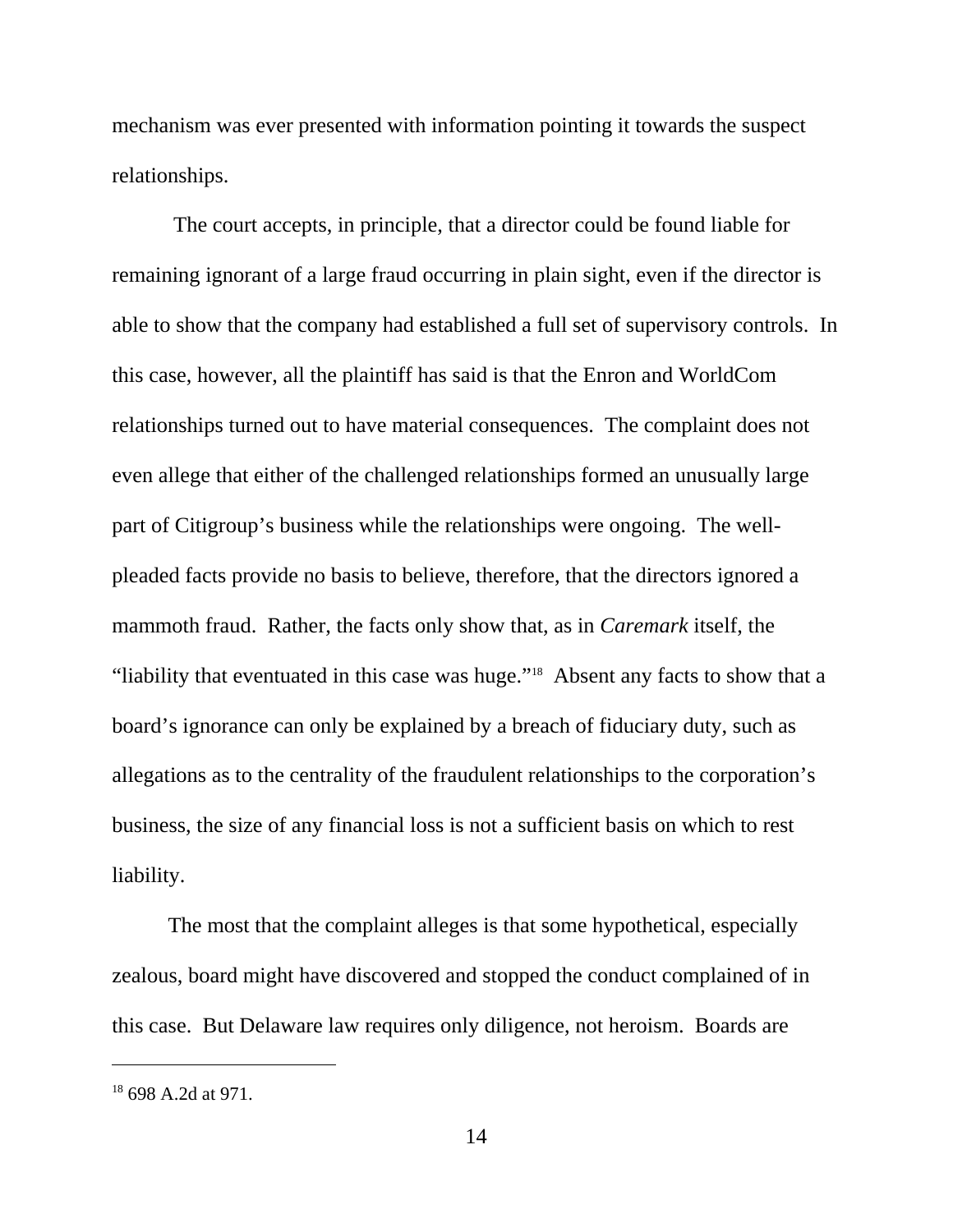mechanism was ever presented with information pointing it towards the suspect relationships.

The court accepts, in principle, that a director could be found liable for remaining ignorant of a large fraud occurring in plain sight, even if the director is able to show that the company had established a full set of supervisory controls. In this case, however, all the plaintiff has said is that the Enron and WorldCom relationships turned out to have material consequences. The complaint does not even allege that either of the challenged relationships formed an unusually large part of Citigroup's business while the relationships were ongoing. The well-pleaded facts provide no basis to believe, therefore, that the directors ignored a mammoth fraud. Rather, the facts only show that, as in *Caremark* itself, the "liability that eventuated in this case was huge."[18] Absent any facts to show that a board's ignorance can only be explained by a breach of fiduciary duty, such as allegations as to the centrality of the fraudulent relationships to the corporation's business, the size of any financial loss is not a sufficient basis on which to rest liability.

The most that the complaint alleges is that some hypothetical, especially zealous, board might have discovered and stopped the conduct complained of in this case. But Delaware law requires only diligence, not heroism. Boards are

---

[18] 698 A.2d at 971.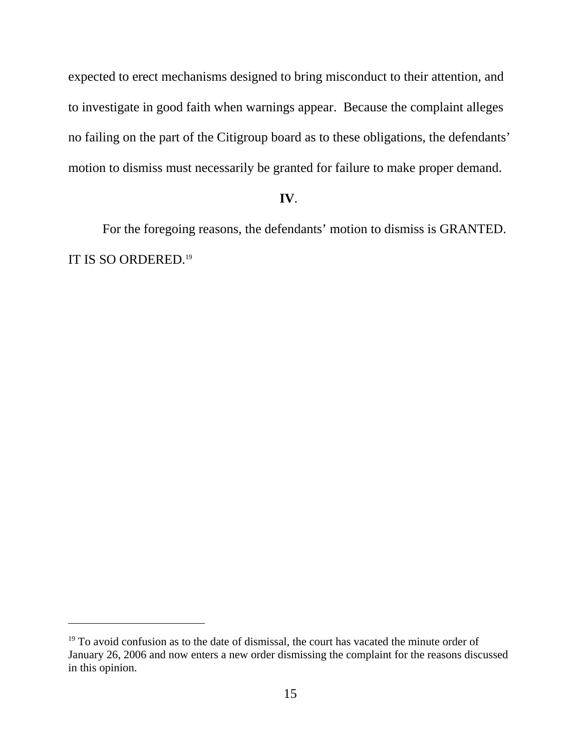expected to erect mechanisms designed to bring misconduct to their attention, and to investigate in good faith when warnings appear. Because the complaint alleges no failing on the part of the Citigroup board as to these obligations, the defendants' motion to dismiss must necessarily be granted for failure to make proper demand.

**IV**.

For the foregoing reasons, the defendants' motion to dismiss is GRANTED. IT IS SO ORDERED.[19]

---

[19] To avoid confusion as to the date of dismissal, the court has vacated the minute order of January 26, 2006 and now enters a new order dismissing the complaint for the reasons discussed in this opinion.